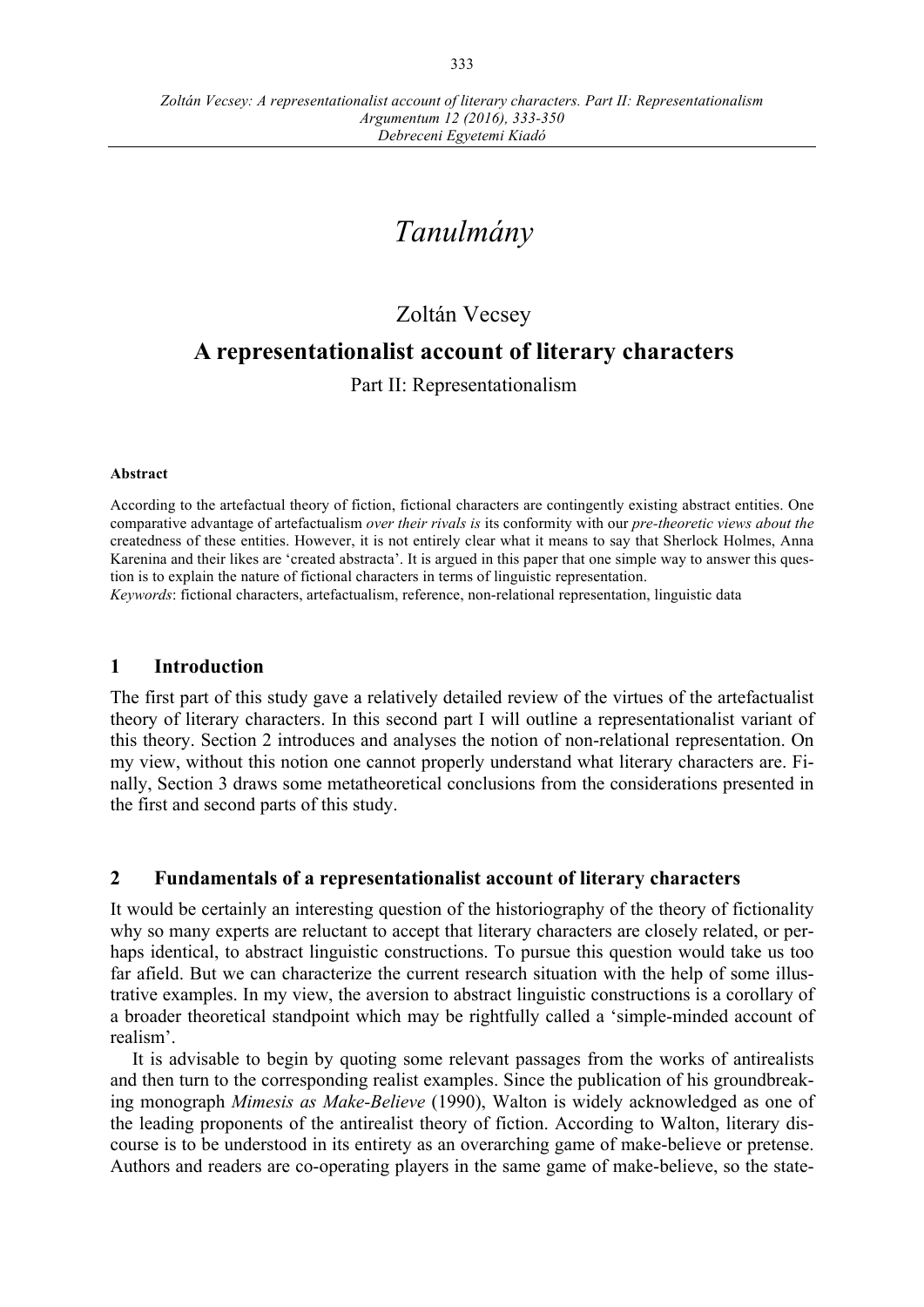# Tanulmány

Zoltán Vecsey

## A representationalist account of literary characters

Part II: Representationalism

**Abstract**

According to the artefactual theory of fiction, fictional characters are contingently existing abstract entities. One comparative advantage of artefactualism *over their rivals is* its conformity with our *pre-theoretic views about the* createdness of these entities. However, it is not entirely clear what it means to say that Sherlock Holmes, Anna Karenina and their likes are 'created abstracta'. It is argued in this paper that one simple way to answer this question is to explain the nature of fictional characters in terms of linguistic representation.

*Keywords*: fictional characters, artefactualism, reference, non-relational representation, linguistic data

## 1 Introduction

The first part of this study gave a relatively detailed review of the virtues of the artefactualist theory of literary characters. In this second part I will outline a representationalist variant of this theory. Section 2 introduces and analyses the notion of non-relational representation. On my view, without this notion one cannot properly understand what literary characters are. Finally, Section 3 draws some metatheoretical conclusions from the considerations presented in the first and second parts of this study.

## 2 Fundamentals of a representationalist account of literary characters

It would be certainly an interesting question of the historiography of the theory of fictionality why so many experts are reluctant to accept that literary characters are closely related, or perhaps identical, to abstract linguistic constructions. To pursue this question would take us too far afield. But we can characterize the current research situation with the help of some illustrative examples. In my view, the aversion to abstract linguistic constructions is a corollary of a broader theoretical standpoint which may be rightfully called a 'simple-minded account of realism'.

It is advisable to begin by quoting some relevant passages from the works of antirealists and then turn to the corresponding realist examples. Since the publication of his groundbreaking monograph *Mimesis as Make-Believe* (1990), Walton is widely acknowledged as one of the leading proponents of the antirealist theory of fiction. According to Walton, literary discourse is to be understood in its entirety as an overarching game of make-believe or pretense. Authors and readers are co-operating players in the same game of make-believe, so the state-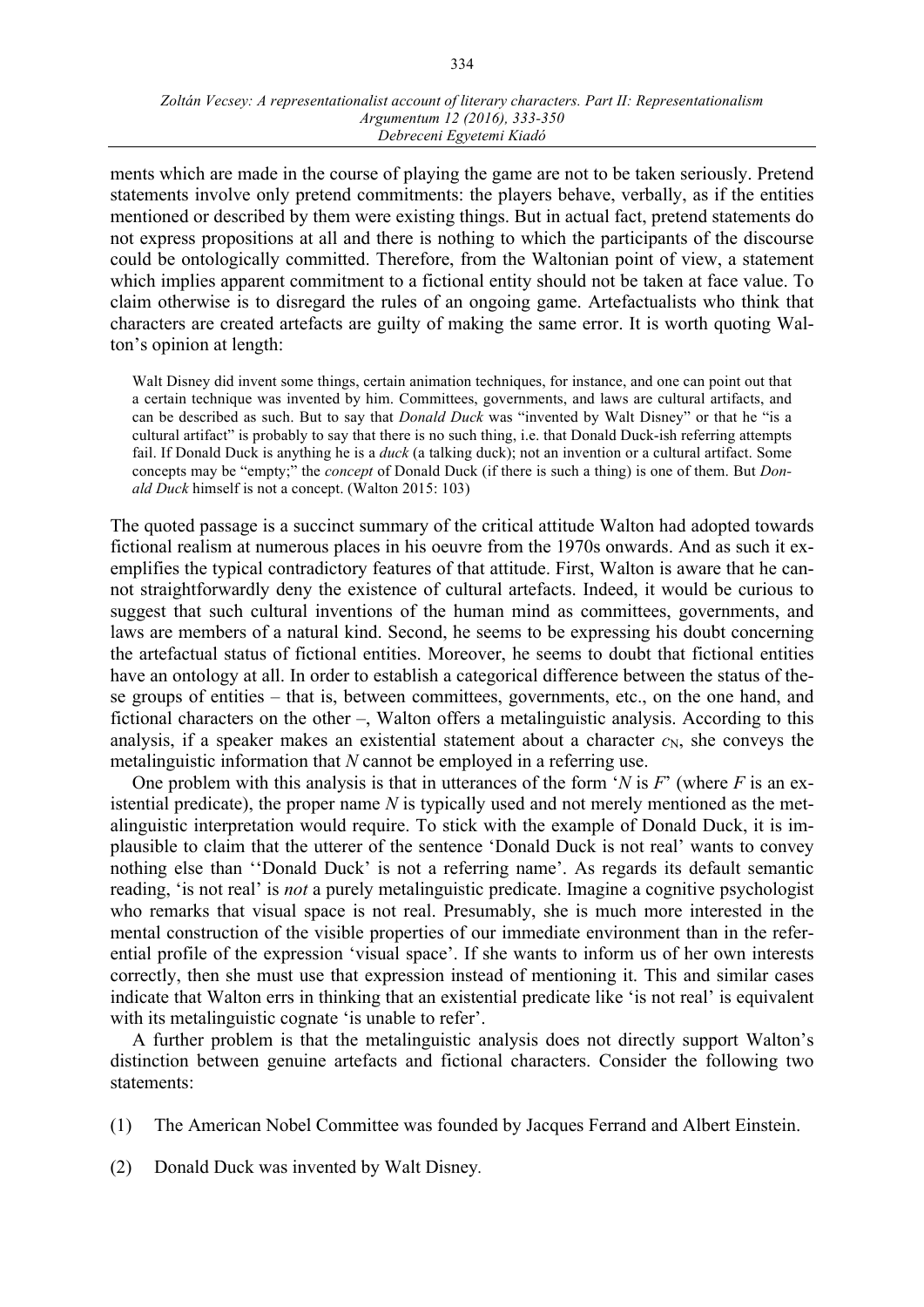ments which are made in the course of playing the game are not to be taken seriously. Pretend statements involve only pretend commitments: the players behave, verbally, as if the entities mentioned or described by them were existing things. But in actual fact, pretend statements do not express propositions at all and there is nothing to which the participants of the discourse could be ontologically committed. Therefore, from the Waltonian point of view, a statement which implies apparent commitment to a fictional entity should not be taken at face value. To claim otherwise is to disregard the rules of an ongoing game. Artefactualists who think that characters are created artefacts are guilty of making the same error. It is worth quoting Walton's opinion at length:

> Walt Disney did invent some things, certain animation techniques, for instance, and one can point out that a certain technique was invented by him. Committees, governments, and laws are cultural artifacts, and can be described as such. But to say that *Donald Duck* was "invented by Walt Disney" or that he "is a cultural artifact" is probably to say that there is no such thing, i.e. that Donald Duck-ish referring attempts fail. If Donald Duck is anything he is a *duck* (a talking duck); not an invention or a cultural artifact. Some concepts may be "empty;" the *concept* of Donald Duck (if there is such a thing) is one of them. But *Donald Duck* himself is not a concept. (Walton 2015: 103)

The quoted passage is a succinct summary of the critical attitude Walton had adopted towards fictional realism at numerous places in his oeuvre from the 1970s onwards. And as such it exemplifies the typical contradictory features of that attitude. First, Walton is aware that he cannot straightforwardly deny the existence of cultural artefacts. Indeed, it would be curious to suggest that such cultural inventions of the human mind as committees, governments, and laws are members of a natural kind. Second, he seems to be expressing his doubt concerning the artefactual status of fictional entities. Moreover, he seems to doubt that fictional entities have an ontology at all. In order to establish a categorical difference between the status of these groups of entities – that is, between committees, governments, etc., on the one hand, and fictional characters on the other –, Walton offers a metalinguistic analysis. According to this analysis, if a speaker makes an existential statement about a character $c_N$, she conveys the metalinguistic information that *N* cannot be employed in a referring use.

One problem with this analysis is that in utterances of the form '*N* is *F*' (where *F* is an existential predicate), the proper name *N* is typically used and not merely mentioned as the metalinguistic interpretation would require. To stick with the example of Donald Duck, it is implausible to claim that the utterer of the sentence 'Donald Duck is not real' wants to convey nothing else than ''Donald Duck' is not a referring name'. As regards its default semantic reading, 'is not real' is *not* a purely metalinguistic predicate. Imagine a cognitive psychologist who remarks that visual space is not real. Presumably, she is much more interested in the mental construction of the visible properties of our immediate environment than in the referential profile of the expression 'visual space'. If she wants to inform us of her own interests correctly, then she must use that expression instead of mentioning it. This and similar cases indicate that Walton errs in thinking that an existential predicate like 'is not real' is equivalent with its metalinguistic cognate 'is unable to refer'.

A further problem is that the metalinguistic analysis does not directly support Walton's distinction between genuine artefacts and fictional characters. Consider the following two statements:

(1) The American Nobel Committee was founded by Jacques Ferrand and Albert Einstein.

(2) Donald Duck was invented by Walt Disney.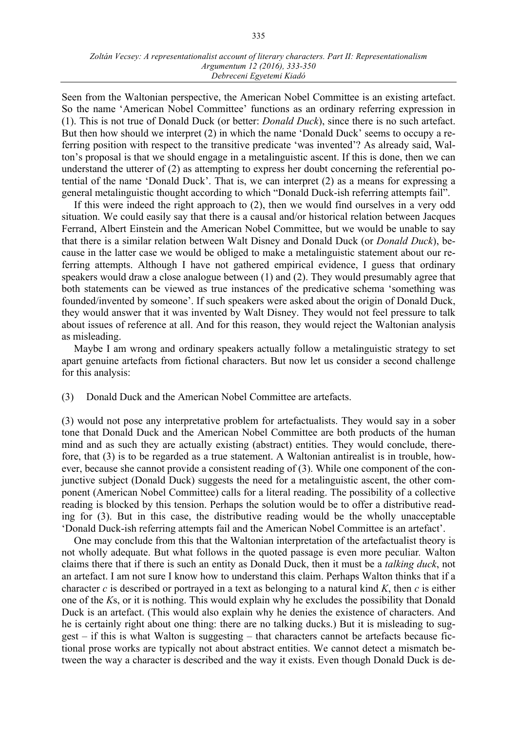Seen from the Waltonian perspective, the American Nobel Committee is an existing artefact. So the name 'American Nobel Committee' functions as an ordinary referring expression in (1). This is not true of Donald Duck (or better: *Donald Duck*), since there is no such artefact. But then how should we interpret (2) in which the name 'Donald Duck' seems to occupy a referring position with respect to the transitive predicate 'was invented'? As already said, Walton's proposal is that we should engage in a metalinguistic ascent. If this is done, then we can understand the utterer of (2) as attempting to express her doubt concerning the referential potential of the name 'Donald Duck'. That is, we can interpret (2) as a means for expressing a general metalinguistic thought according to which "Donald Duck-ish referring attempts fail".

If this were indeed the right approach to (2), then we would find ourselves in a very odd situation. We could easily say that there is a causal and/or historical relation between Jacques Ferrand, Albert Einstein and the American Nobel Committee, but we would be unable to say that there is a similar relation between Walt Disney and Donald Duck (or *Donald Duck*), because in the latter case we would be obliged to make a metalinguistic statement about our referring attempts. Although I have not gathered empirical evidence, I guess that ordinary speakers would draw a close analogue between (1) and (2). They would presumably agree that both statements can be viewed as true instances of the predicative schema 'something was founded/invented by someone'. If such speakers were asked about the origin of Donald Duck, they would answer that it was invented by Walt Disney. They would not feel pressure to talk about issues of reference at all. And for this reason, they would reject the Waltonian analysis as misleading.

Maybe I am wrong and ordinary speakers actually follow a metalinguistic strategy to set apart genuine artefacts from fictional characters. But now let us consider a second challenge for this analysis:

(3) Donald Duck and the American Nobel Committee are artefacts.

(3) would not pose any interpretative problem for artefactualists. They would say in a sober tone that Donald Duck and the American Nobel Committee are both products of the human mind and as such they are actually existing (abstract) entities. They would conclude, therefore, that (3) is to be regarded as a true statement. A Waltonian antirealist is in trouble, however, because she cannot provide a consistent reading of (3). While one component of the conjunctive subject (Donald Duck) suggests the need for a metalinguistic ascent, the other component (American Nobel Committee) calls for a literal reading. The possibility of a collective reading is blocked by this tension. Perhaps the solution would be to offer a distributive reading for (3). But in this case, the distributive reading would be the wholly unacceptable 'Donald Duck-ish referring attempts fail and the American Nobel Committee is an artefact'.

One may conclude from this that the Waltonian interpretation of the artefactualist theory is not wholly adequate. But what follows in the quoted passage is even more peculiar. Walton claims there that if there is such an entity as Donald Duck, then it must be a *talking duck*, not an artefact. I am not sure I know how to understand this claim. Perhaps Walton thinks that if a character $c$ is described or portrayed in a text as belonging to a natural kind $K$, then $c$ is either one of the $K$s, or it is nothing. This would explain why he excludes the possibility that Donald Duck is an artefact. (This would also explain why he denies the existence of characters. And he is certainly right about one thing: there are no talking ducks.) But it is misleading to suggest – if this is what Walton is suggesting – that characters cannot be artefacts because fictional prose works are typically not about abstract entities. We cannot detect a mismatch between the way a character is described and the way it exists. Even though Donald Duck is de-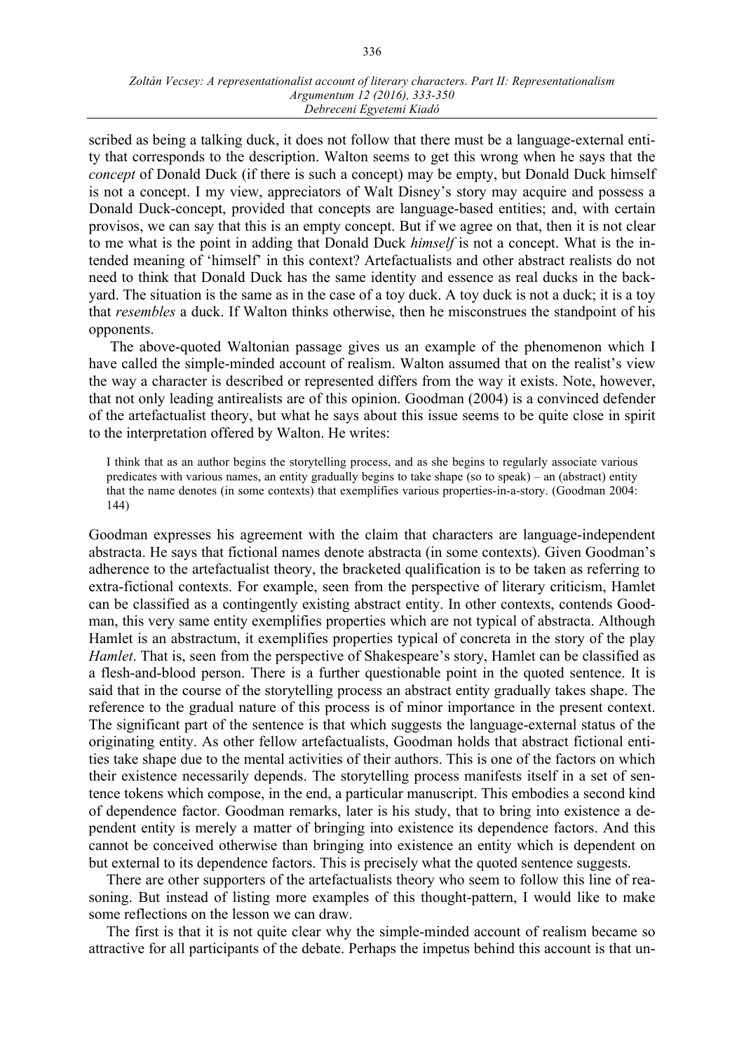scribed as being a talking duck, it does not follow that there must be a language-external entity that corresponds to the description. Walton seems to get this wrong when he says that the *concept* of Donald Duck (if there is such a concept) may be empty, but Donald Duck himself is not a concept. I my view, appreciators of Walt Disney's story may acquire and possess a Donald Duck-concept, provided that concepts are language-based entities; and, with certain provisos, we can say that this is an empty concept. But if we agree on that, then it is not clear to me what is the point in adding that Donald Duck *himself* is not a concept. What is the intended meaning of 'himself' in this context? Artefactualists and other abstract realists do not need to think that Donald Duck has the same identity and essence as real ducks in the backyard. The situation is the same as in the case of a toy duck. A toy duck is not a duck; it is a toy that *resembles* a duck. If Walton thinks otherwise, then he misconstrues the standpoint of his opponents.

The above-quoted Waltonian passage gives us an example of the phenomenon which I have called the simple-minded account of realism. Walton assumed that on the realist's view the way a character is described or represented differs from the way it exists. Note, however, that not only leading antirealists are of this opinion. Goodman (2004) is a convinced defender of the artefactualist theory, but what he says about this issue seems to be quite close in spirit to the interpretation offered by Walton. He writes:

> I think that as an author begins the storytelling process, and as she begins to regularly associate various predicates with various names, an entity gradually begins to take shape (so to speak) – an (abstract) entity that the name denotes (in some contexts) that exemplifies various properties-in-a-story. (Goodman 2004: 144)

Goodman expresses his agreement with the claim that characters are language-independent abstracta. He says that fictional names denote abstracta (in some contexts). Given Goodman's adherence to the artefactualist theory, the bracketed qualification is to be taken as referring to extra-fictional contexts. For example, seen from the perspective of literary criticism, Hamlet can be classified as a contingently existing abstract entity. In other contexts, contends Goodman, this very same entity exemplifies properties which are not typical of abstracta. Although Hamlet is an abstractum, it exemplifies properties typical of concreta in the story of the play *Hamlet*. That is, seen from the perspective of Shakespeare's story, Hamlet can be classified as a flesh-and-blood person. There is a further questionable point in the quoted sentence. It is said that in the course of the storytelling process an abstract entity gradually takes shape. The reference to the gradual nature of this process is of minor importance in the present context. The significant part of the sentence is that which suggests the language-external status of the originating entity. As other fellow artefactualists, Goodman holds that abstract fictional entities take shape due to the mental activities of their authors. This is one of the factors on which their existence necessarily depends. The storytelling process manifests itself in a set of sentence tokens which compose, in the end, a particular manuscript. This embodies a second kind of dependence factor. Goodman remarks, later is his study, that to bring into existence a dependent entity is merely a matter of bringing into existence its dependence factors. And this cannot be conceived otherwise than bringing into existence an entity which is dependent on but external to its dependence factors. This is precisely what the quoted sentence suggests.

There are other supporters of the artefactualists theory who seem to follow this line of reasoning. But instead of listing more examples of this thought-pattern, I would like to make some reflections on the lesson we can draw.

The first is that it is not quite clear why the simple-minded account of realism became so attractive for all participants of the debate. Perhaps the impetus behind this account is that un-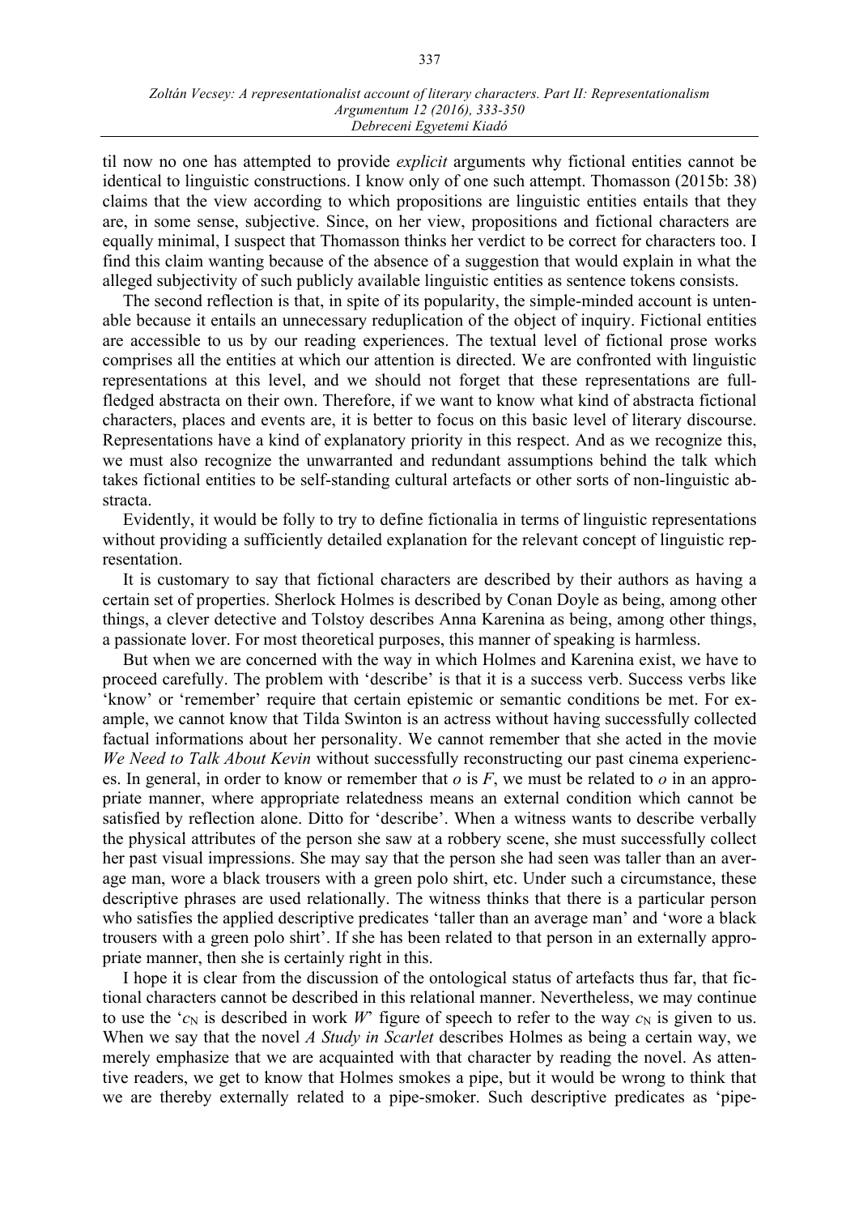til now no one has attempted to provide *explicit* arguments why fictional entities cannot be identical to linguistic constructions. I know only of one such attempt. Thomasson (2015b: 38) claims that the view according to which propositions are linguistic entities entails that they are, in some sense, subjective. Since, on her view, propositions and fictional characters are equally minimal, I suspect that Thomasson thinks her verdict to be correct for characters too. I find this claim wanting because of the absence of a suggestion that would explain in what the alleged subjectivity of such publicly available linguistic entities as sentence tokens consists.

The second reflection is that, in spite of its popularity, the simple-minded account is untenable because it entails an unnecessary reduplication of the object of inquiry. Fictional entities are accessible to us by our reading experiences. The textual level of fictional prose works comprises all the entities at which our attention is directed. We are confronted with linguistic representations at this level, and we should not forget that these representations are full-fledged abstracta on their own. Therefore, if we want to know what kind of abstracta fictional characters, places and events are, it is better to focus on this basic level of literary discourse. Representations have a kind of explanatory priority in this respect. And as we recognize this, we must also recognize the unwarranted and redundant assumptions behind the talk which takes fictional entities to be self-standing cultural artefacts or other sorts of non-linguistic abstracta.

Evidently, it would be folly to try to define fictionalia in terms of linguistic representations without providing a sufficiently detailed explanation for the relevant concept of linguistic representation.

It is customary to say that fictional characters are described by their authors as having a certain set of properties. Sherlock Holmes is described by Conan Doyle as being, among other things, a clever detective and Tolstoy describes Anna Karenina as being, among other things, a passionate lover. For most theoretical purposes, this manner of speaking is harmless.

But when we are concerned with the way in which Holmes and Karenina exist, we have to proceed carefully. The problem with 'describe' is that it is a success verb. Success verbs like 'know' or 'remember' require that certain epistemic or semantic conditions be met. For example, we cannot know that Tilda Swinton is an actress without having successfully collected factual informations about her personality. We cannot remember that she acted in the movie *We Need to Talk About Kevin* without successfully reconstructing our past cinema experiences. In general, in order to know or remember that *o* is *F*, we must be related to *o* in an appropriate manner, where appropriate relatedness means an external condition which cannot be satisfied by reflection alone. Ditto for 'describe'. When a witness wants to describe verbally the physical attributes of the person she saw at a robbery scene, she must successfully collect her past visual impressions. She may say that the person she had seen was taller than an average man, wore a black trousers with a green polo shirt, etc. Under such a circumstance, these descriptive phrases are used relationally. The witness thinks that there is a particular person who satisfies the applied descriptive predicates 'taller than an average man' and 'wore a black trousers with a green polo shirt'. If she has been related to that person in an externally appropriate manner, then she is certainly right in this.

I hope it is clear from the discussion of the ontological status of artefacts thus far, that fictional characters cannot be described in this relational manner. Nevertheless, we may continue to use the '$c_N$ is described in work $W$' figure of speech to refer to the way $c_N$ is given to us. When we say that the novel *A Study in Scarlet* describes Holmes as being a certain way, we merely emphasize that we are acquainted with that character by reading the novel. As attentive readers, we get to know that Holmes smokes a pipe, but it would be wrong to think that we are thereby externally related to a pipe-smoker. Such descriptive predicates as 'pipe-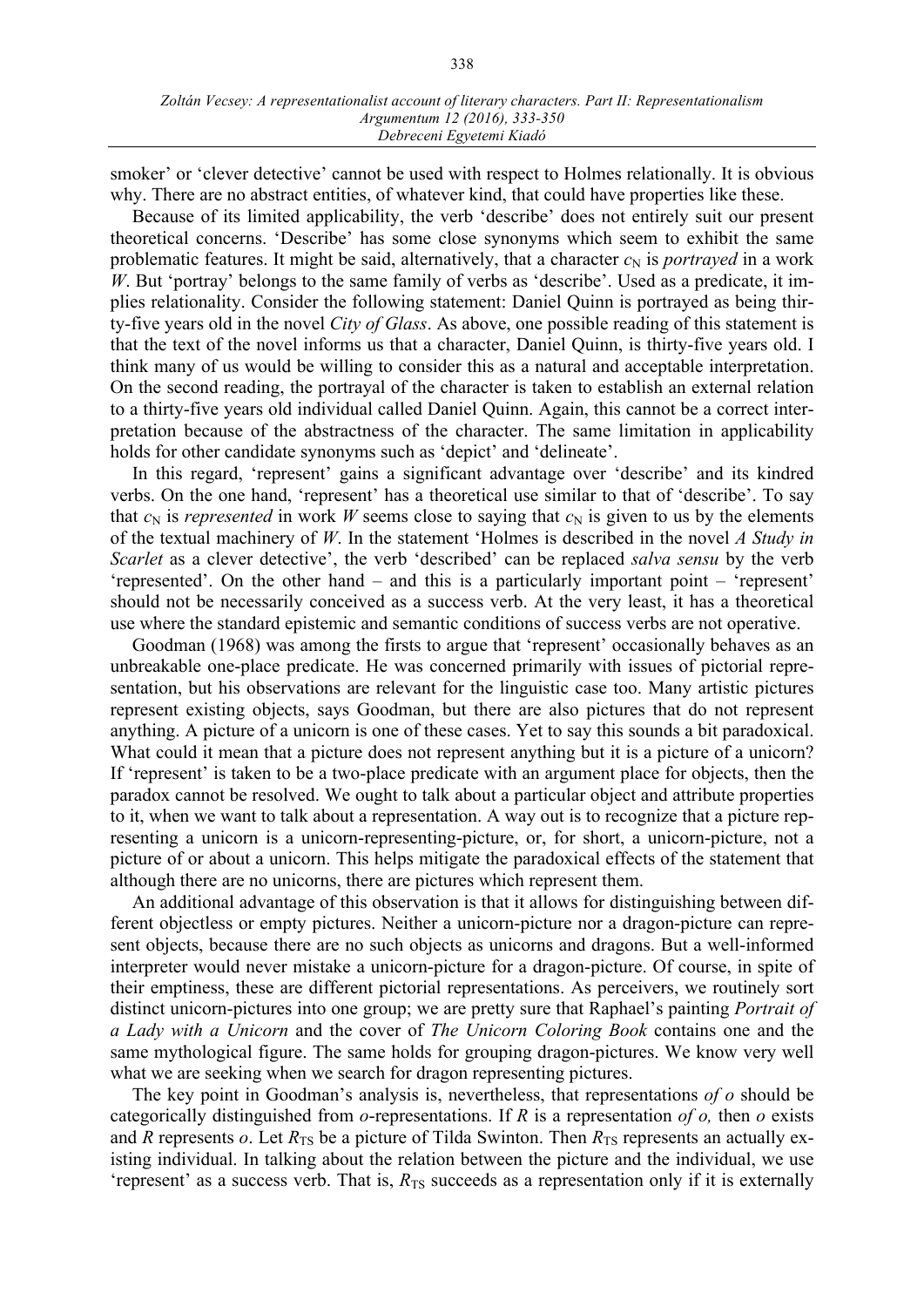smoker' or 'clever detective' cannot be used with respect to Holmes relationally. It is obvious why. There are no abstract entities, of whatever kind, that could have properties like these.

Because of its limited applicability, the verb 'describe' does not entirely suit our present theoretical concerns. 'Describe' has some close synonyms which seem to exhibit the same problematic features. It might be said, alternatively, that a character $c_N$ is *portrayed* in a work *W*. But 'portray' belongs to the same family of verbs as 'describe'. Used as a predicate, it implies relationality. Consider the following statement: Daniel Quinn is portrayed as being thirty-five years old in the novel *City of Glass*. As above, one possible reading of this statement is that the text of the novel informs us that a character, Daniel Quinn, is thirty-five years old. I think many of us would be willing to consider this as a natural and acceptable interpretation. On the second reading, the portrayal of the character is taken to establish an external relation to a thirty-five years old individual called Daniel Quinn. Again, this cannot be a correct interpretation because of the abstractness of the character. The same limitation in applicability holds for other candidate synonyms such as 'depict' and 'delineate'.

In this regard, 'represent' gains a significant advantage over 'describe' and its kindred verbs. On the one hand, 'represent' has a theoretical use similar to that of 'describe'. To say that $c_N$ is *represented* in work *W* seems close to saying that $c_N$ is given to us by the elements of the textual machinery of *W*. In the statement 'Holmes is described in the novel *A Study in Scarlet* as a clever detective', the verb 'described' can be replaced *salva sensu* by the verb 'represented'. On the other hand – and this is a particularly important point – 'represent' should not be necessarily conceived as a success verb. At the very least, it has a theoretical use where the standard epistemic and semantic conditions of success verbs are not operative.

Goodman (1968) was among the firsts to argue that 'represent' occasionally behaves as an unbreakable one-place predicate. He was concerned primarily with issues of pictorial representation, but his observations are relevant for the linguistic case too. Many artistic pictures represent existing objects, says Goodman, but there are also pictures that do not represent anything. A picture of a unicorn is one of these cases. Yet to say this sounds a bit paradoxical. What could it mean that a picture does not represent anything but it is a picture of a unicorn? If 'represent' is taken to be a two-place predicate with an argument place for objects, then the paradox cannot be resolved. We ought to talk about a particular object and attribute properties to it, when we want to talk about a representation. A way out is to recognize that a picture representing a unicorn is a unicorn-representing-picture, or, for short, a unicorn-picture, not a picture of or about a unicorn. This helps mitigate the paradoxical effects of the statement that although there are no unicorns, there are pictures which represent them.

An additional advantage of this observation is that it allows for distinguishing between different objectless or empty pictures. Neither a unicorn-picture nor a dragon-picture can represent objects, because there are no such objects as unicorns and dragons. But a well-informed interpreter would never mistake a unicorn-picture for a dragon-picture. Of course, in spite of their emptiness, these are different pictorial representations. As perceivers, we routinely sort distinct unicorn-pictures into one group; we are pretty sure that Raphael's painting *Portrait of a Lady with a Unicorn* and the cover of *The Unicorn Coloring Book* contains one and the same mythological figure. The same holds for grouping dragon-pictures. We know very well what we are seeking when we search for dragon representing pictures.

The key point in Goodman's analysis is, nevertheless, that representations *of o* should be categorically distinguished from *o*-representations. If *R* is a representation *of o,* then *o* exists and *R* represents *o*. Let $R_{TS}$ be a picture of Tilda Swinton. Then $R_{TS}$ represents an actually existing individual. In talking about the relation between the picture and the individual, we use 'represent' as a success verb. That is, $R_{TS}$ succeeds as a representation only if it is externally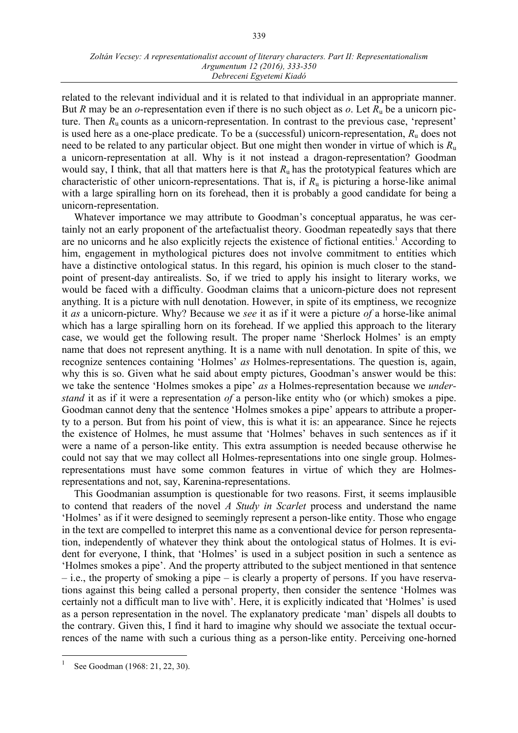related to the relevant individual and it is related to that individual in an appropriate manner. But *R* may be an *o*-representation even if there is no such object as *o*. Let $R_u$ be a unicorn picture. Then $R_u$ counts as a unicorn-representation. In contrast to the previous case, 'represent' is used here as a one-place predicate. To be a (successful) unicorn-representation, $R_u$ does not need to be related to any particular object. But one might then wonder in virtue of which is $R_u$ a unicorn-representation at all. Why is it not instead a dragon-representation? Goodman would say, I think, that all that matters here is that $R_u$ has the prototypical features which are characteristic of other unicorn-representations. That is, if $R_u$ is picturing a horse-like animal with a large spiralling horn on its forehead, then it is probably a good candidate for being a unicorn-representation.

Whatever importance we may attribute to Goodman's conceptual apparatus, he was certainly not an early proponent of the artefactualist theory. Goodman repeatedly says that there are no unicorns and he also explicitly rejects the existence of fictional entities.[1] According to him, engagement in mythological pictures does not involve commitment to entities which have a distinctive ontological status. In this regard, his opinion is much closer to the standpoint of present-day antirealists. So, if we tried to apply his insight to literary works, we would be faced with a difficulty. Goodman claims that a unicorn-picture does not represent anything. It is a picture with null denotation. However, in spite of its emptiness, we recognize it *as* a unicorn-picture. Why? Because we *see* it as if it were a picture *of* a horse-like animal which has a large spiralling horn on its forehead. If we applied this approach to the literary case, we would get the following result. The proper name 'Sherlock Holmes' is an empty name that does not represent anything. It is a name with null denotation. In spite of this, we recognize sentences containing 'Holmes' *as* Holmes-representations. The question is, again, why this is so. Given what he said about empty pictures, Goodman's answer would be this: we take the sentence 'Holmes smokes a pipe' *as* a Holmes-representation because we *understand* it as if it were a representation *of* a person-like entity who (or which) smokes a pipe. Goodman cannot deny that the sentence 'Holmes smokes a pipe' appears to attribute a property to a person. But from his point of view, this is what it is: an appearance. Since he rejects the existence of Holmes, he must assume that 'Holmes' behaves in such sentences as if it were a name of a person-like entity. This extra assumption is needed because otherwise he could not say that we may collect all Holmes-representations into one single group. Holmes-representations must have some common features in virtue of which they are Holmes-representations and not, say, Karenina-representations.

This Goodmanian assumption is questionable for two reasons. First, it seems implausible to contend that readers of the novel *A Study in Scarlet* process and understand the name 'Holmes' as if it were designed to seemingly represent a person-like entity. Those who engage in the text are compelled to interpret this name as a conventional device for person representation, independently of whatever they think about the ontological status of Holmes. It is evident for everyone, I think, that 'Holmes' is used in a subject position in such a sentence as 'Holmes smokes a pipe'. And the property attributed to the subject mentioned in that sentence – i.e., the property of smoking a pipe – is clearly a property of persons. If you have reservations against this being called a personal property, then consider the sentence 'Holmes was certainly not a difficult man to live with'. Here, it is explicitly indicated that 'Holmes' is used as a person representation in the novel. The explanatory predicate 'man' dispels all doubts to the contrary. Given this, I find it hard to imagine why should we associate the textual occurrences of the name with such a curious thing as a person-like entity. Perceiving one-horned

---

[1] See Goodman (1968: 21, 22, 30).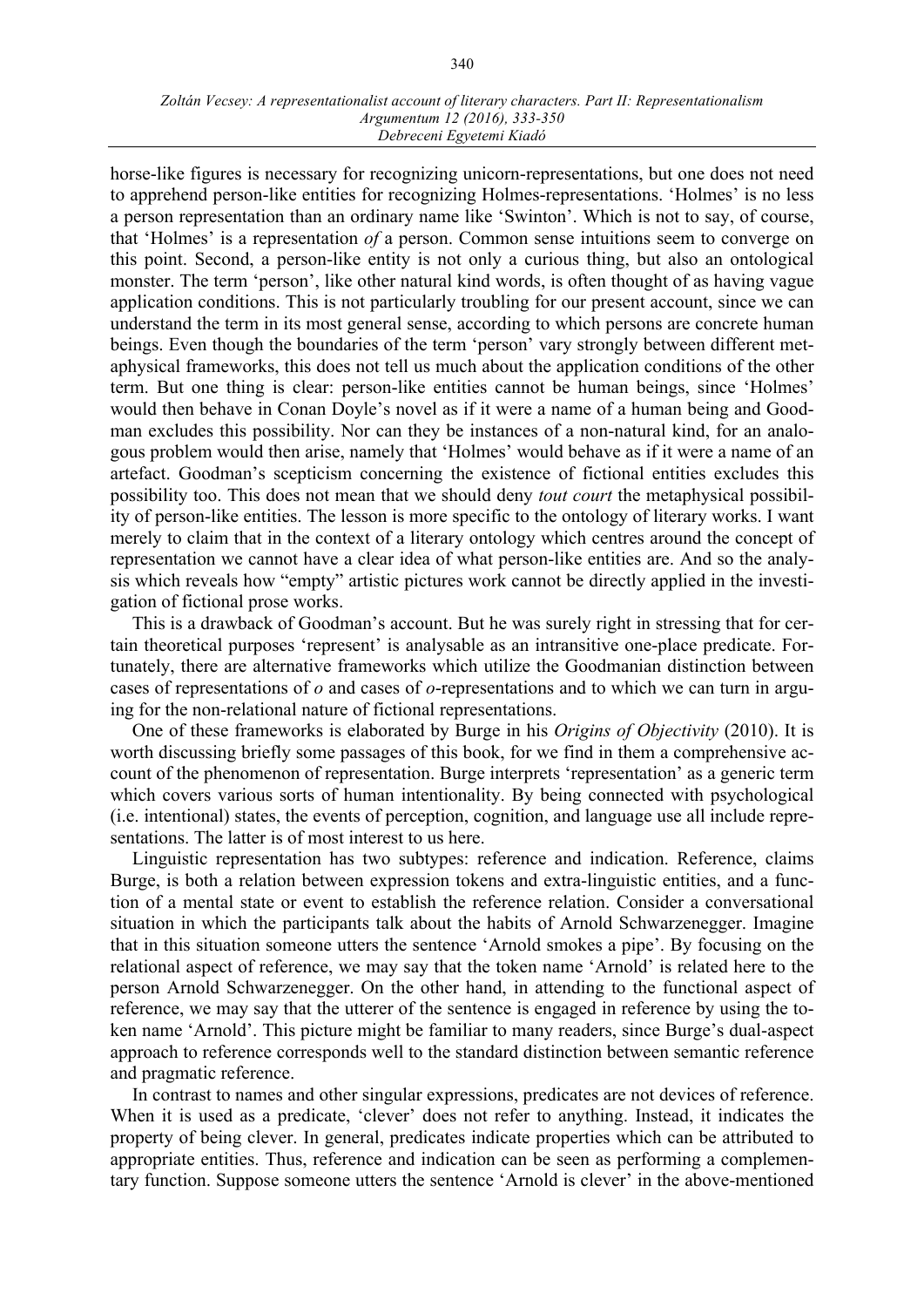horse-like figures is necessary for recognizing unicorn-representations, but one does not need to apprehend person-like entities for recognizing Holmes-representations. 'Holmes' is no less a person representation than an ordinary name like 'Swinton'. Which is not to say, of course, that 'Holmes' is a representation *of* a person. Common sense intuitions seem to converge on this point. Second, a person-like entity is not only a curious thing, but also an ontological monster. The term 'person', like other natural kind words, is often thought of as having vague application conditions. This is not particularly troubling for our present account, since we can understand the term in its most general sense, according to which persons are concrete human beings. Even though the boundaries of the term 'person' vary strongly between different metaphysical frameworks, this does not tell us much about the application conditions of the other term. But one thing is clear: person-like entities cannot be human beings, since 'Holmes' would then behave in Conan Doyle's novel as if it were a name of a human being and Goodman excludes this possibility. Nor can they be instances of a non-natural kind, for an analogous problem would then arise, namely that 'Holmes' would behave as if it were a name of an artefact. Goodman's scepticism concerning the existence of fictional entities excludes this possibility too. This does not mean that we should deny *tout court* the metaphysical possibility of person-like entities. The lesson is more specific to the ontology of literary works. I want merely to claim that in the context of a literary ontology which centres around the concept of representation we cannot have a clear idea of what person-like entities are. And so the analysis which reveals how "empty" artistic pictures work cannot be directly applied in the investigation of fictional prose works.

This is a drawback of Goodman's account. But he was surely right in stressing that for certain theoretical purposes 'represent' is analysable as an intransitive one-place predicate. Fortunately, there are alternative frameworks which utilize the Goodmanian distinction between cases of representations of *o* and cases of *o*-representations and to which we can turn in arguing for the non-relational nature of fictional representations.

One of these frameworks is elaborated by Burge in his *Origins of Objectivity* (2010). It is worth discussing briefly some passages of this book, for we find in them a comprehensive account of the phenomenon of representation. Burge interprets 'representation' as a generic term which covers various sorts of human intentionality. By being connected with psychological (i.e. intentional) states, the events of perception, cognition, and language use all include representations. The latter is of most interest to us here.

Linguistic representation has two subtypes: reference and indication. Reference, claims Burge, is both a relation between expression tokens and extra-linguistic entities, and a function of a mental state or event to establish the reference relation. Consider a conversational situation in which the participants talk about the habits of Arnold Schwarzenegger. Imagine that in this situation someone utters the sentence 'Arnold smokes a pipe'. By focusing on the relational aspect of reference, we may say that the token name 'Arnold' is related here to the person Arnold Schwarzenegger. On the other hand, in attending to the functional aspect of reference, we may say that the utterer of the sentence is engaged in reference by using the token name 'Arnold'. This picture might be familiar to many readers, since Burge's dual-aspect approach to reference corresponds well to the standard distinction between semantic reference and pragmatic reference.

In contrast to names and other singular expressions, predicates are not devices of reference. When it is used as a predicate, 'clever' does not refer to anything. Instead, it indicates the property of being clever. In general, predicates indicate properties which can be attributed to appropriate entities. Thus, reference and indication can be seen as performing a complementary function. Suppose someone utters the sentence 'Arnold is clever' in the above-mentioned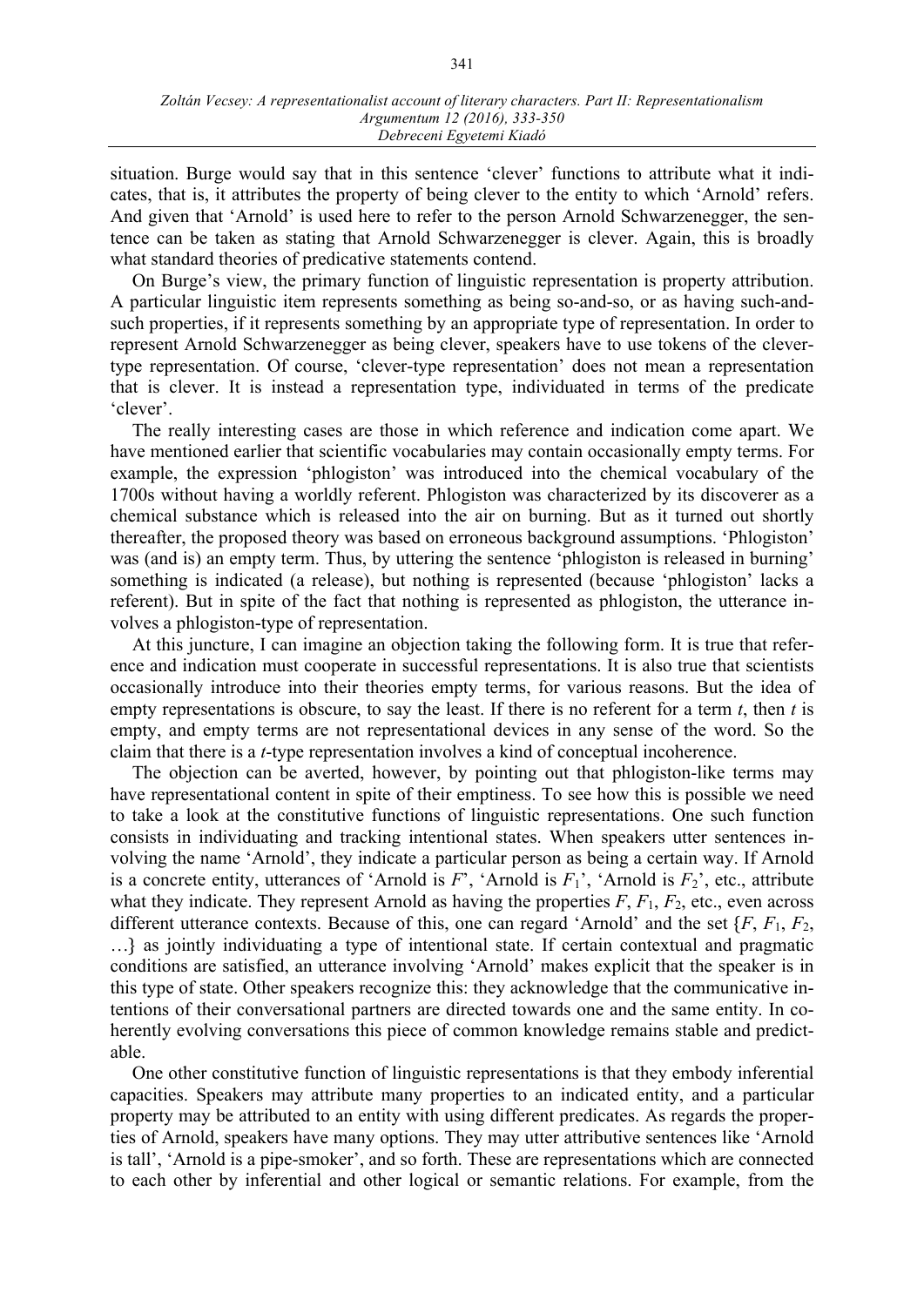situation. Burge would say that in this sentence 'clever' functions to attribute what it indicates, that is, it attributes the property of being clever to the entity to which 'Arnold' refers. And given that 'Arnold' is used here to refer to the person Arnold Schwarzenegger, the sentence can be taken as stating that Arnold Schwarzenegger is clever. Again, this is broadly what standard theories of predicative statements contend.

On Burge's view, the primary function of linguistic representation is property attribution. A particular linguistic item represents something as being so-and-so, or as having such-and-such properties, if it represents something by an appropriate type of representation. In order to represent Arnold Schwarzenegger as being clever, speakers have to use tokens of the clever-type representation. Of course, 'clever-type representation' does not mean a representation that is clever. It is instead a representation type, individuated in terms of the predicate 'clever'.

The really interesting cases are those in which reference and indication come apart. We have mentioned earlier that scientific vocabularies may contain occasionally empty terms. For example, the expression 'phlogiston' was introduced into the chemical vocabulary of the 1700s without having a worldly referent. Phlogiston was characterized by its discoverer as a chemical substance which is released into the air on burning. But as it turned out shortly thereafter, the proposed theory was based on erroneous background assumptions. 'Phlogiston' was (and is) an empty term. Thus, by uttering the sentence 'phlogiston is released in burning' something is indicated (a release), but nothing is represented (because 'phlogiston' lacks a referent). But in spite of the fact that nothing is represented as phlogiston, the utterance involves a phlogiston-type of representation.

At this juncture, I can imagine an objection taking the following form. It is true that reference and indication must cooperate in successful representations. It is also true that scientists occasionally introduce into their theories empty terms, for various reasons. But the idea of empty representations is obscure, to say the least. If there is no referent for a term *t*, then *t* is empty, and empty terms are not representational devices in any sense of the word. So the claim that there is a *t*-type representation involves a kind of conceptual incoherence.

The objection can be averted, however, by pointing out that phlogiston-like terms may have representational content in spite of their emptiness. To see how this is possible we need to take a look at the constitutive functions of linguistic representations. One such function consists in individuating and tracking intentional states. When speakers utter sentences involving the name 'Arnold', they indicate a particular person as being a certain way. If Arnold is a concrete entity, utterances of 'Arnold is $F$', 'Arnold is $F_1$', 'Arnold is $F_2$', etc., attribute what they indicate. They represent Arnold as having the properties $F$, $F_1$, $F_2$, etc., even across different utterance contexts. Because of this, one can regard 'Arnold' and the set $\{F, F_1, F_2, \ldots\}$ as jointly individuating a type of intentional state. If certain contextual and pragmatic conditions are satisfied, an utterance involving 'Arnold' makes explicit that the speaker is in this type of state. Other speakers recognize this: they acknowledge that the communicative intentions of their conversational partners are directed towards one and the same entity. In coherently evolving conversations this piece of common knowledge remains stable and predictable.

One other constitutive function of linguistic representations is that they embody inferential capacities. Speakers may attribute many properties to an indicated entity, and a particular property may be attributed to an entity with using different predicates. As regards the properties of Arnold, speakers have many options. They may utter attributive sentences like 'Arnold is tall', 'Arnold is a pipe-smoker', and so forth. These are representations which are connected to each other by inferential and other logical or semantic relations. For example, from the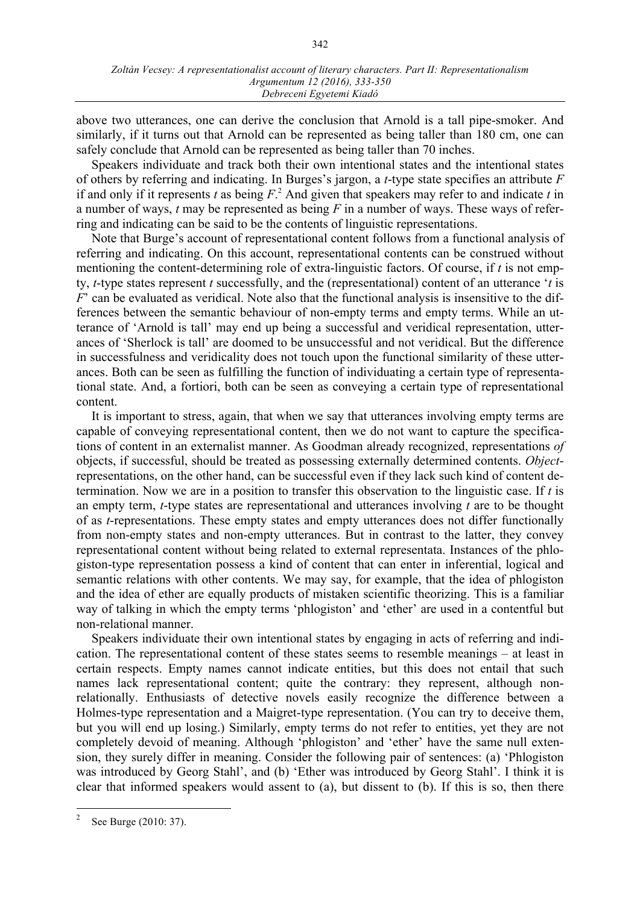above two utterances, one can derive the conclusion that Arnold is a tall pipe-smoker. And similarly, if it turns out that Arnold can be represented as being taller than 180 cm, one can safely conclude that Arnold can be represented as being taller than 70 inches.

Speakers individuate and track both their own intentional states and the intentional states of others by referring and indicating. In Burges's jargon, a *t*-type state specifies an attribute *F* if and only if it represents *t* as being *F*.[2] And given that speakers may refer to and indicate *t* in a number of ways, *t* may be represented as being *F* in a number of ways. These ways of referring and indicating can be said to be the contents of linguistic representations.

Note that Burge's account of representational content follows from a functional analysis of referring and indicating. On this account, representational contents can be construed without mentioning the content-determining role of extra-linguistic factors. Of course, if *t* is not empty, *t*-type states represent *t* successfully, and the (representational) content of an utterance '*t* is *F*' can be evaluated as veridical. Note also that the functional analysis is insensitive to the differences between the semantic behaviour of non-empty terms and empty terms. While an utterance of 'Arnold is tall' may end up being a successful and veridical representation, utterances of 'Sherlock is tall' are doomed to be unsuccessful and not veridical. But the difference in successfulness and veridicality does not touch upon the functional similarity of these utterances. Both can be seen as fulfilling the function of individuating a certain type of representational state. And, a fortiori, both can be seen as conveying a certain type of representational content.

It is important to stress, again, that when we say that utterances involving empty terms are capable of conveying representational content, then we do not want to capture the specifications of content in an externalist manner. As Goodman already recognized, representations *of* objects, if successful, should be treated as possessing externally determined contents. *Object*-representations, on the other hand, can be successful even if they lack such kind of content determination. Now we are in a position to transfer this observation to the linguistic case. If *t* is an empty term, *t*-type states are representational and utterances involving *t* are to be thought of as *t*-representations. These empty states and empty utterances does not differ functionally from non-empty states and non-empty utterances. But in contrast to the latter, they convey representational content without being related to external representata. Instances of the phlogiston-type representation possess a kind of content that can enter in inferential, logical and semantic relations with other contents. We may say, for example, that the idea of phlogiston and the idea of ether are equally products of mistaken scientific theorizing. This is a familiar way of talking in which the empty terms 'phlogiston' and 'ether' are used in a contentful but non-relational manner.

Speakers individuate their own intentional states by engaging in acts of referring and indication. The representational content of these states seems to resemble meanings – at least in certain respects. Empty names cannot indicate entities, but this does not entail that such names lack representational content; quite the contrary: they represent, although non-relationally. Enthusiasts of detective novels easily recognize the difference between a Holmes-type representation and a Maigret-type representation. (You can try to deceive them, but you will end up losing.) Similarly, empty terms do not refer to entities, yet they are not completely devoid of meaning. Although 'phlogiston' and 'ether' have the same null extension, they surely differ in meaning. Consider the following pair of sentences: (a) 'Phlogiston was introduced by Georg Stahl', and (b) 'Ether was introduced by Georg Stahl'. I think it is clear that informed speakers would assent to (a), but dissent to (b). If this is so, then there

---

[2] See Burge (2010: 37).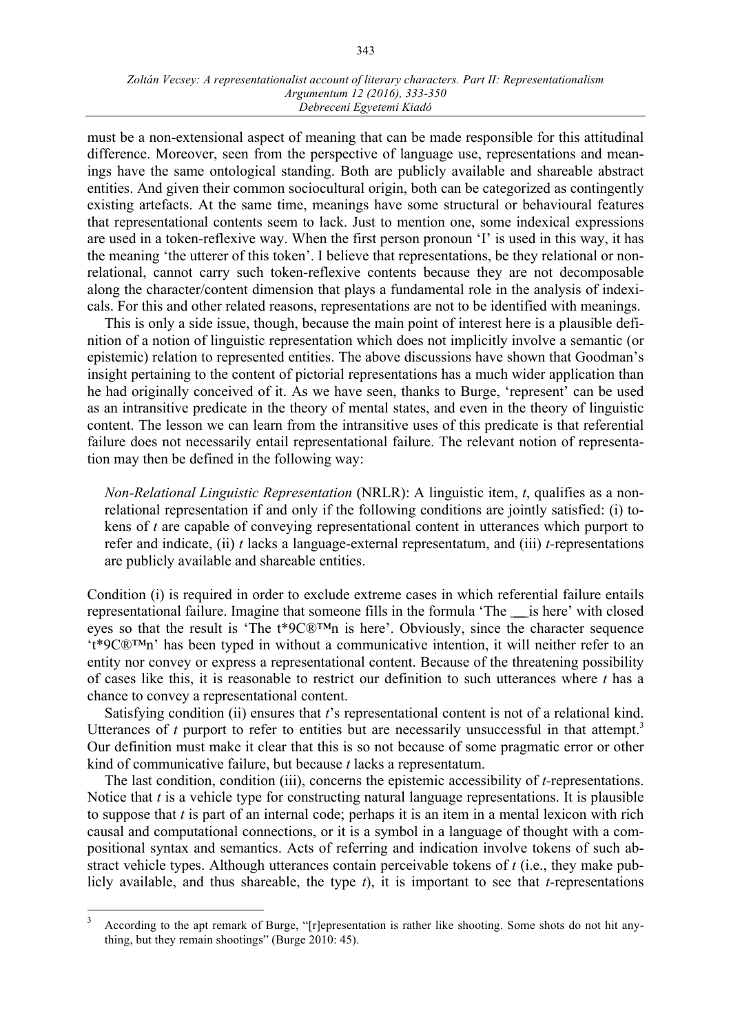must be a non-extensional aspect of meaning that can be made responsible for this attitudinal difference. Moreover, seen from the perspective of language use, representations and meanings have the same ontological standing. Both are publicly available and shareable abstract entities. And given their common sociocultural origin, both can be categorized as contingently existing artefacts. At the same time, meanings have some structural or behavioural features that representational contents seem to lack. Just to mention one, some indexical expressions are used in a token-reflexive way. When the first person pronoun 'I' is used in this way, it has the meaning 'the utterer of this token'. I believe that representations, be they relational or non-relational, cannot carry such token-reflexive contents because they are not decomposable along the character/content dimension that plays a fundamental role in the analysis of indexicals. For this and other related reasons, representations are not to be identified with meanings.

This is only a side issue, though, because the main point of interest here is a plausible definition of a notion of linguistic representation which does not implicitly involve a semantic (or epistemic) relation to represented entities. The above discussions have shown that Goodman's insight pertaining to the content of pictorial representations has a much wider application than he had originally conceived of it. As we have seen, thanks to Burge, 'represent' can be used as an intransitive predicate in the theory of mental states, and even in the theory of linguistic content. The lesson we can learn from the intransitive uses of this predicate is that referential failure does not necessarily entail representational failure. The relevant notion of representation may then be defined in the following way:

> *Non-Relational Linguistic Representation* (NRLR): A linguistic item, *t*, qualifies as a non-relational representation if and only if the following conditions are jointly satisfied: (i) tokens of *t* are capable of conveying representational content in utterances which purport to refer and indicate, (ii) *t* lacks a language-external representatum, and (iii) *t*-representations are publicly available and shareable entities.

Condition (i) is required in order to exclude extreme cases in which referential failure entails representational failure. Imagine that someone fills in the formula 'The __is here' with closed eyes so that the result is 'The t*9C®™n is here'. Obviously, since the character sequence 't*9C®™n' has been typed in without a communicative intention, it will neither refer to an entity nor convey or express a representational content. Because of the threatening possibility of cases like this, it is reasonable to restrict our definition to such utterances where *t* has a chance to convey a representational content.

Satisfying condition (ii) ensures that *t*'s representational content is not of a relational kind. Utterances of *t* purport to refer to entities but are necessarily unsuccessful in that attempt.[3] Our definition must make it clear that this is so not because of some pragmatic error or other kind of communicative failure, but because *t* lacks a representatum.

The last condition, condition (iii), concerns the epistemic accessibility of *t*-representations. Notice that *t* is a vehicle type for constructing natural language representations. It is plausible to suppose that *t* is part of an internal code; perhaps it is an item in a mental lexicon with rich causal and computational connections, or it is a symbol in a language of thought with a compositional syntax and semantics. Acts of referring and indication involve tokens of such abstract vehicle types. Although utterances contain perceivable tokens of *t* (i.e., they make publicly available, and thus shareable, the type *t*), it is important to see that *t*-representations

---

[3] According to the apt remark of Burge, "[r]epresentation is rather like shooting. Some shots do not hit anything, but they remain shootings" (Burge 2010: 45).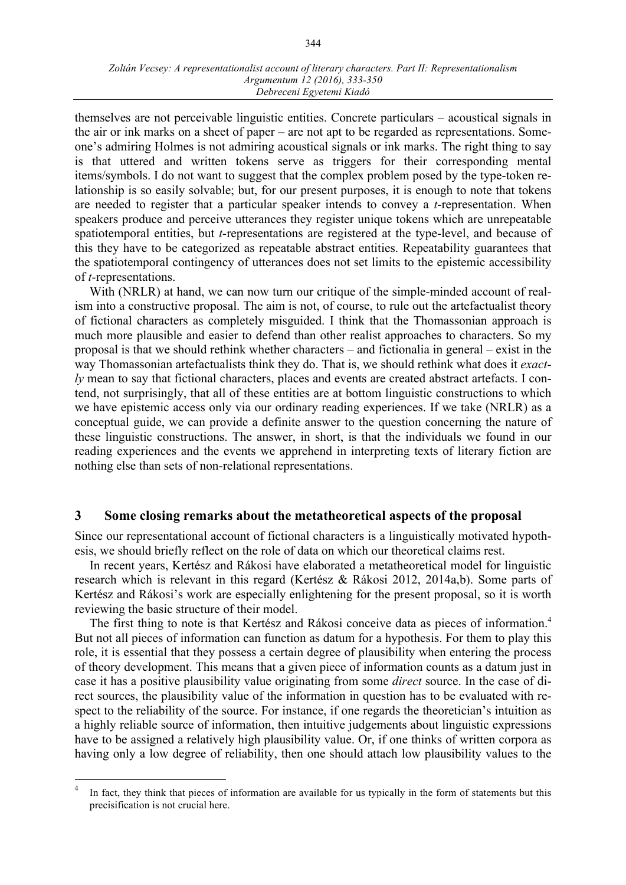themselves are not perceivable linguistic entities. Concrete particulars – acoustical signals in the air or ink marks on a sheet of paper – are not apt to be regarded as representations. Someone's admiring Holmes is not admiring acoustical signals or ink marks. The right thing to say is that uttered and written tokens serve as triggers for their corresponding mental items/symbols. I do not want to suggest that the complex problem posed by the type-token relationship is so easily solvable; but, for our present purposes, it is enough to note that tokens are needed to register that a particular speaker intends to convey a *t*-representation. When speakers produce and perceive utterances they register unique tokens which are unrepeatable spatiotemporal entities, but *t*-representations are registered at the type-level, and because of this they have to be categorized as repeatable abstract entities. Repeatability guarantees that the spatiotemporal contingency of utterances does not set limits to the epistemic accessibility of *t*-representations.

With (NRLR) at hand, we can now turn our critique of the simple-minded account of realism into a constructive proposal. The aim is not, of course, to rule out the artefactualist theory of fictional characters as completely misguided. I think that the Thomassonian approach is much more plausible and easier to defend than other realist approaches to characters. So my proposal is that we should rethink whether characters – and fictionalia in general – exist in the way Thomassonian artefactualists think they do. That is, we should rethink what does it *exactly* mean to say that fictional characters, places and events are created abstract artefacts. I contend, not surprisingly, that all of these entities are at bottom linguistic constructions to which we have epistemic access only via our ordinary reading experiences. If we take (NRLR) as a conceptual guide, we can provide a definite answer to the question concerning the nature of these linguistic constructions. The answer, in short, is that the individuals we found in our reading experiences and the events we apprehend in interpreting texts of literary fiction are nothing else than sets of non-relational representations.

## 3 Some closing remarks about the metatheoretical aspects of the proposal

Since our representational account of fictional characters is a linguistically motivated hypothesis, we should briefly reflect on the role of data on which our theoretical claims rest.

In recent years, Kertész and Rákosi have elaborated a metatheoretical model for linguistic research which is relevant in this regard (Kertész & Rákosi 2012, 2014a,b). Some parts of Kertész and Rákosi's work are especially enlightening for the present proposal, so it is worth reviewing the basic structure of their model.

The first thing to note is that Kertész and Rákosi conceive data as pieces of information.[4] But not all pieces of information can function as datum for a hypothesis. For them to play this role, it is essential that they possess a certain degree of plausibility when entering the process of theory development. This means that a given piece of information counts as a datum just in case it has a positive plausibility value originating from some *direct* source. In the case of direct sources, the plausibility value of the information in question has to be evaluated with respect to the reliability of the source. For instance, if one regards the theoretician's intuition as a highly reliable source of information, then intuitive judgements about linguistic expressions have to be assigned a relatively high plausibility value. Or, if one thinks of written corpora as having only a low degree of reliability, then one should attach low plausibility values to the

---

[4] In fact, they think that pieces of information are available for us typically in the form of statements but this precisification is not crucial here.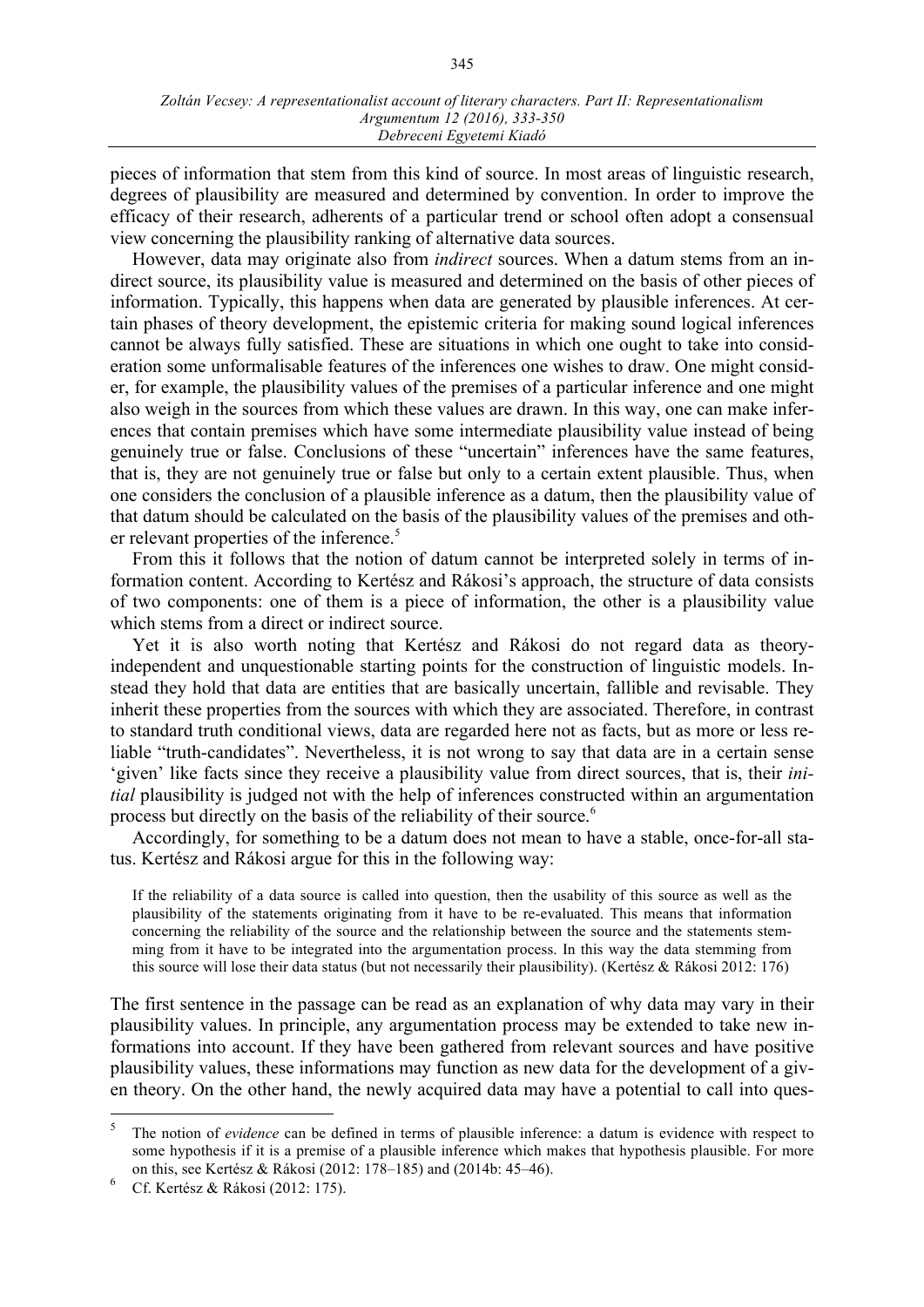pieces of information that stem from this kind of source. In most areas of linguistic research, degrees of plausibility are measured and determined by convention. In order to improve the efficacy of their research, adherents of a particular trend or school often adopt a consensual view concerning the plausibility ranking of alternative data sources.

However, data may originate also from *indirect* sources. When a datum stems from an indirect source, its plausibility value is measured and determined on the basis of other pieces of information. Typically, this happens when data are generated by plausible inferences. At certain phases of theory development, the epistemic criteria for making sound logical inferences cannot be always fully satisfied. These are situations in which one ought to take into consideration some unformalisable features of the inferences one wishes to draw. One might consider, for example, the plausibility values of the premises of a particular inference and one might also weigh in the sources from which these values are drawn. In this way, one can make inferences that contain premises which have some intermediate plausibility value instead of being genuinely true or false. Conclusions of these "uncertain" inferences have the same features, that is, they are not genuinely true or false but only to a certain extent plausible. Thus, when one considers the conclusion of a plausible inference as a datum, then the plausibility value of that datum should be calculated on the basis of the plausibility values of the premises and other relevant properties of the inference.[5]

From this it follows that the notion of datum cannot be interpreted solely in terms of information content. According to Kertész and Rákosi's approach, the structure of data consists of two components: one of them is a piece of information, the other is a plausibility value which stems from a direct or indirect source.

Yet it is also worth noting that Kertész and Rákosi do not regard data as theory-independent and unquestionable starting points for the construction of linguistic models. Instead they hold that data are entities that are basically uncertain, fallible and revisable. They inherit these properties from the sources with which they are associated. Therefore, in contrast to standard truth conditional views, data are regarded here not as facts, but as more or less reliable "truth-candidates". Nevertheless, it is not wrong to say that data are in a certain sense 'given' like facts since they receive a plausibility value from direct sources, that is, their *initial* plausibility is judged not with the help of inferences constructed within an argumentation process but directly on the basis of the reliability of their source.[6]

Accordingly, for something to be a datum does not mean to have a stable, once-for-all status. Kertész and Rákosi argue for this in the following way:

> If the reliability of a data source is called into question, then the usability of this source as well as the plausibility of the statements originating from it have to be re-evaluated. This means that information concerning the reliability of the source and the relationship between the source and the statements stemming from it have to be integrated into the argumentation process. In this way the data stemming from this source will lose their data status (but not necessarily their plausibility). (Kertész & Rákosi 2012: 176)

The first sentence in the passage can be read as an explanation of why data may vary in their plausibility values. In principle, any argumentation process may be extended to take new informations into account. If they have been gathered from relevant sources and have positive plausibility values, these informations may function as new data for the development of a given theory. On the other hand, the newly acquired data may have a potential to call into ques-

---

[5] The notion of *evidence* can be defined in terms of plausible inference: a datum is evidence with respect to some hypothesis if it is a premise of a plausible inference which makes that hypothesis plausible. For more on this, see Kertész & Rákosi (2012: 178–185) and (2014b: 45–46).

[6] Cf. Kertész & Rákosi (2012: 175).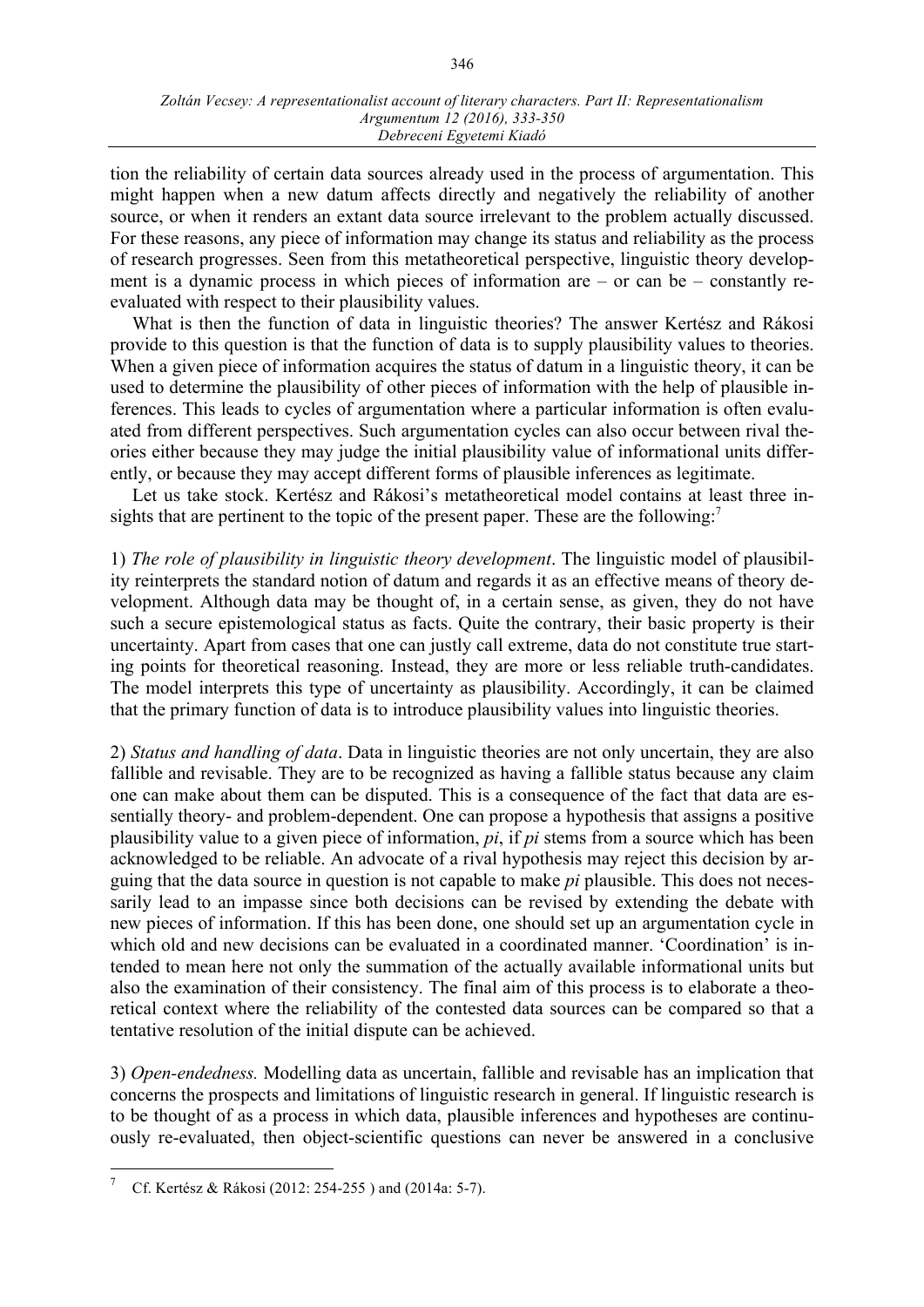tion the reliability of certain data sources already used in the process of argumentation. This might happen when a new datum affects directly and negatively the reliability of another source, or when it renders an extant data source irrelevant to the problem actually discussed. For these reasons, any piece of information may change its status and reliability as the process of research progresses. Seen from this metatheoretical perspective, linguistic theory development is a dynamic process in which pieces of information are – or can be – constantly re-evaluated with respect to their plausibility values.

What is then the function of data in linguistic theories? The answer Kertész and Rákosi provide to this question is that the function of data is to supply plausibility values to theories. When a given piece of information acquires the status of datum in a linguistic theory, it can be used to determine the plausibility of other pieces of information with the help of plausible inferences. This leads to cycles of argumentation where a particular information is often evaluated from different perspectives. Such argumentation cycles can also occur between rival theories either because they may judge the initial plausibility value of informational units differently, or because they may accept different forms of plausible inferences as legitimate.

Let us take stock. Kertész and Rákosi's metatheoretical model contains at least three insights that are pertinent to the topic of the present paper. These are the following:[7]

1) *The role of plausibility in linguistic theory development*. The linguistic model of plausibility reinterprets the standard notion of datum and regards it as an effective means of theory development. Although data may be thought of, in a certain sense, as given, they do not have such a secure epistemological status as facts. Quite the contrary, their basic property is their uncertainty. Apart from cases that one can justly call extreme, data do not constitute true starting points for theoretical reasoning. Instead, they are more or less reliable truth-candidates. The model interprets this type of uncertainty as plausibility. Accordingly, it can be claimed that the primary function of data is to introduce plausibility values into linguistic theories.

2) *Status and handling of data*. Data in linguistic theories are not only uncertain, they are also fallible and revisable. They are to be recognized as having a fallible status because any claim one can make about them can be disputed. This is a consequence of the fact that data are essentially theory- and problem-dependent. One can propose a hypothesis that assigns a positive plausibility value to a given piece of information, *pi*, if *pi* stems from a source which has been acknowledged to be reliable. An advocate of a rival hypothesis may reject this decision by arguing that the data source in question is not capable to make *pi* plausible. This does not necessarily lead to an impasse since both decisions can be revised by extending the debate with new pieces of information. If this has been done, one should set up an argumentation cycle in which old and new decisions can be evaluated in a coordinated manner. 'Coordination' is intended to mean here not only the summation of the actually available informational units but also the examination of their consistency. The final aim of this process is to elaborate a theoretical context where the reliability of the contested data sources can be compared so that a tentative resolution of the initial dispute can be achieved.

3) *Open-endedness.* Modelling data as uncertain, fallible and revisable has an implication that concerns the prospects and limitations of linguistic research in general. If linguistic research is to be thought of as a process in which data, plausible inferences and hypotheses are continuously re-evaluated, then object-scientific questions can never be answered in a conclusive

---

[7] Cf. Kertész & Rákosi (2012: 254-255 ) and (2014a: 5-7).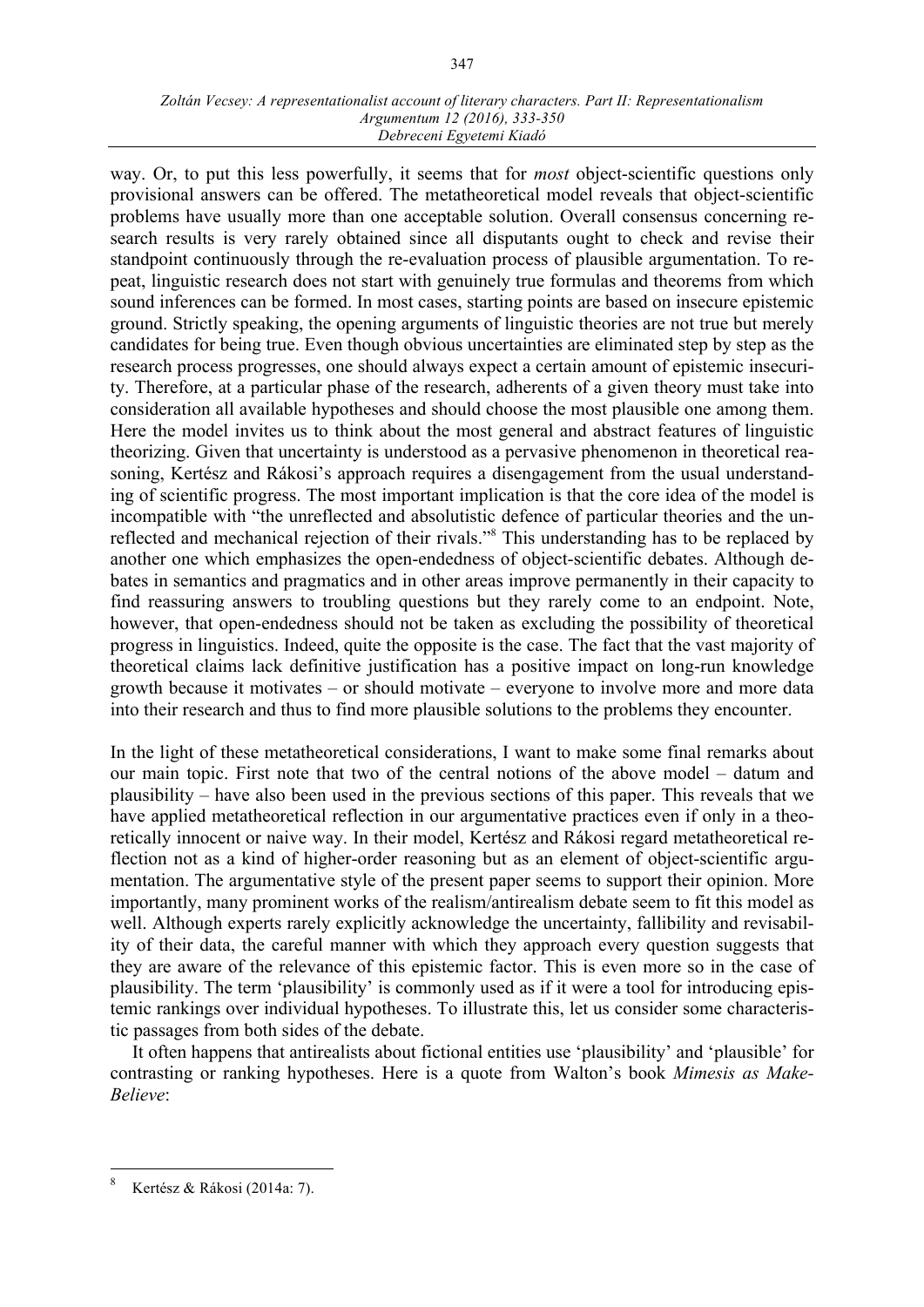way. Or, to put this less powerfully, it seems that for *most* object-scientific questions only provisional answers can be offered. The metatheoretical model reveals that object-scientific problems have usually more than one acceptable solution. Overall consensus concerning research results is very rarely obtained since all disputants ought to check and revise their standpoint continuously through the re-evaluation process of plausible argumentation. To repeat, linguistic research does not start with genuinely true formulas and theorems from which sound inferences can be formed. In most cases, starting points are based on insecure epistemic ground. Strictly speaking, the opening arguments of linguistic theories are not true but merely candidates for being true. Even though obvious uncertainties are eliminated step by step as the research process progresses, one should always expect a certain amount of epistemic insecurity. Therefore, at a particular phase of the research, adherents of a given theory must take into consideration all available hypotheses and should choose the most plausible one among them. Here the model invites us to think about the most general and abstract features of linguistic theorizing. Given that uncertainty is understood as a pervasive phenomenon in theoretical reasoning, Kertész and Rákosi's approach requires a disengagement from the usual understanding of scientific progress. The most important implication is that the core idea of the model is incompatible with "the unreflected and absolutistic defence of particular theories and the unreflected and mechanical rejection of their rivals."[8] This understanding has to be replaced by another one which emphasizes the open-endedness of object-scientific debates. Although debates in semantics and pragmatics and in other areas improve permanently in their capacity to find reassuring answers to troubling questions but they rarely come to an endpoint. Note, however, that open-endedness should not be taken as excluding the possibility of theoretical progress in linguistics. Indeed, quite the opposite is the case. The fact that the vast majority of theoretical claims lack definitive justification has a positive impact on long-run knowledge growth because it motivates – or should motivate – everyone to involve more and more data into their research and thus to find more plausible solutions to the problems they encounter.

In the light of these metatheoretical considerations, I want to make some final remarks about our main topic. First note that two of the central notions of the above model – datum and plausibility – have also been used in the previous sections of this paper. This reveals that we have applied metatheoretical reflection in our argumentative practices even if only in a theoretically innocent or naive way. In their model, Kertész and Rákosi regard metatheoretical reflection not as a kind of higher-order reasoning but as an element of object-scientific argumentation. The argumentative style of the present paper seems to support their opinion. More importantly, many prominent works of the realism/antirealism debate seem to fit this model as well. Although experts rarely explicitly acknowledge the uncertainty, fallibility and revisability of their data, the careful manner with which they approach every question suggests that they are aware of the relevance of this epistemic factor. This is even more so in the case of plausibility. The term 'plausibility' is commonly used as if it were a tool for introducing epistemic rankings over individual hypotheses. To illustrate this, let us consider some characteristic passages from both sides of the debate.

It often happens that antirealists about fictional entities use 'plausibility' and 'plausible' for contrasting or ranking hypotheses. Here is a quote from Walton's book *Mimesis as Make-Believe*:

---

[8] Kertész & Rákosi (2014a: 7).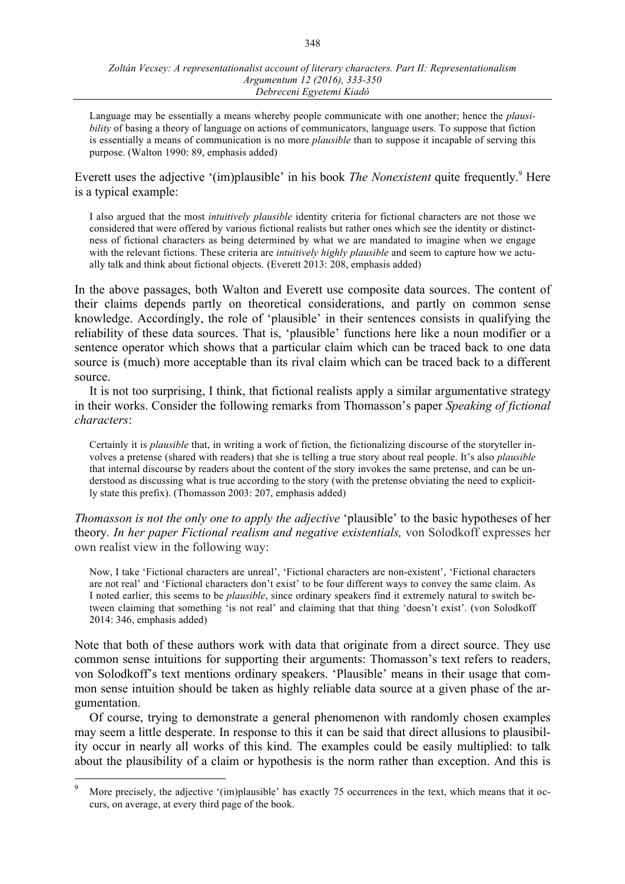> Language may be essentially a means whereby people communicate with one another; hence the *plausibility* of basing a theory of language on actions of communicators, language users. To suppose that fiction is essentially a means of communication is no more *plausible* than to suppose it incapable of serving this purpose. (Walton 1990: 89, emphasis added)

Everett uses the adjective '(im)plausible' in his book *The Nonexistent* quite frequently.[9] Here is a typical example:

> I also argued that the most *intuitively plausible* identity criteria for fictional characters are not those we considered that were offered by various fictional realists but rather ones which see the identity or distinctness of fictional characters as being determined by what we are mandated to imagine when we engage with the relevant fictions. These criteria are *intuitively highly plausible* and seem to capture how we actually talk and think about fictional objects. (Everett 2013: 208, emphasis added)

In the above passages, both Walton and Everett use composite data sources. The content of their claims depends partly on theoretical considerations, and partly on common sense knowledge. Accordingly, the role of 'plausible' in their sentences consists in qualifying the reliability of these data sources. That is, 'plausible' functions here like a noun modifier or a sentence operator which shows that a particular claim which can be traced back to one data source is (much) more acceptable than its rival claim which can be traced back to a different source.

It is not too surprising, I think, that fictional realists apply a similar argumentative strategy in their works. Consider the following remarks from Thomasson's paper *Speaking of fictional characters*:

> Certainly it is *plausible* that, in writing a work of fiction, the fictionalizing discourse of the storyteller involves a pretense (shared with readers) that she is telling a true story about real people. It's also *plausible* that internal discourse by readers about the content of the story invokes the same pretense, and can be understood as discussing what is true according to the story (with the pretense obviating the need to explicitly state this prefix). (Thomasson 2003: 207, emphasis added)

*Thomasson is not the only one to apply the adjective* 'plausible' to the basic hypotheses of her theory. *In her paper Fictional realism and negative existentials,* von Solodkoff expresses her own realist view in the following way:

> Now, I take 'Fictional characters are unreal', 'Fictional characters are non-existent', 'Fictional characters are not real' and 'Fictional characters don't exist' to be four different ways to convey the same claim. As I noted earlier, this seems to be *plausible*, since ordinary speakers find it extremely natural to switch between claiming that something 'is not real' and claiming that that thing 'doesn't exist'. (von Solodkoff 2014: 346, emphasis added)

Note that both of these authors work with data that originate from a direct source. They use common sense intuitions for supporting their arguments: Thomasson's text refers to readers, von Solodkoff's text mentions ordinary speakers. 'Plausible' means in their usage that common sense intuition should be taken as highly reliable data source at a given phase of the argumentation.

Of course, trying to demonstrate a general phenomenon with randomly chosen examples may seem a little desperate. In response to this it can be said that direct allusions to plausibility occur in nearly all works of this kind. The examples could be easily multiplied: to talk about the plausibility of a claim or hypothesis is the norm rather than exception. And this is

---

[9] More precisely, the adjective '(im)plausible' has exactly 75 occurrences in the text, which means that it occurs, on average, at every third page of the book.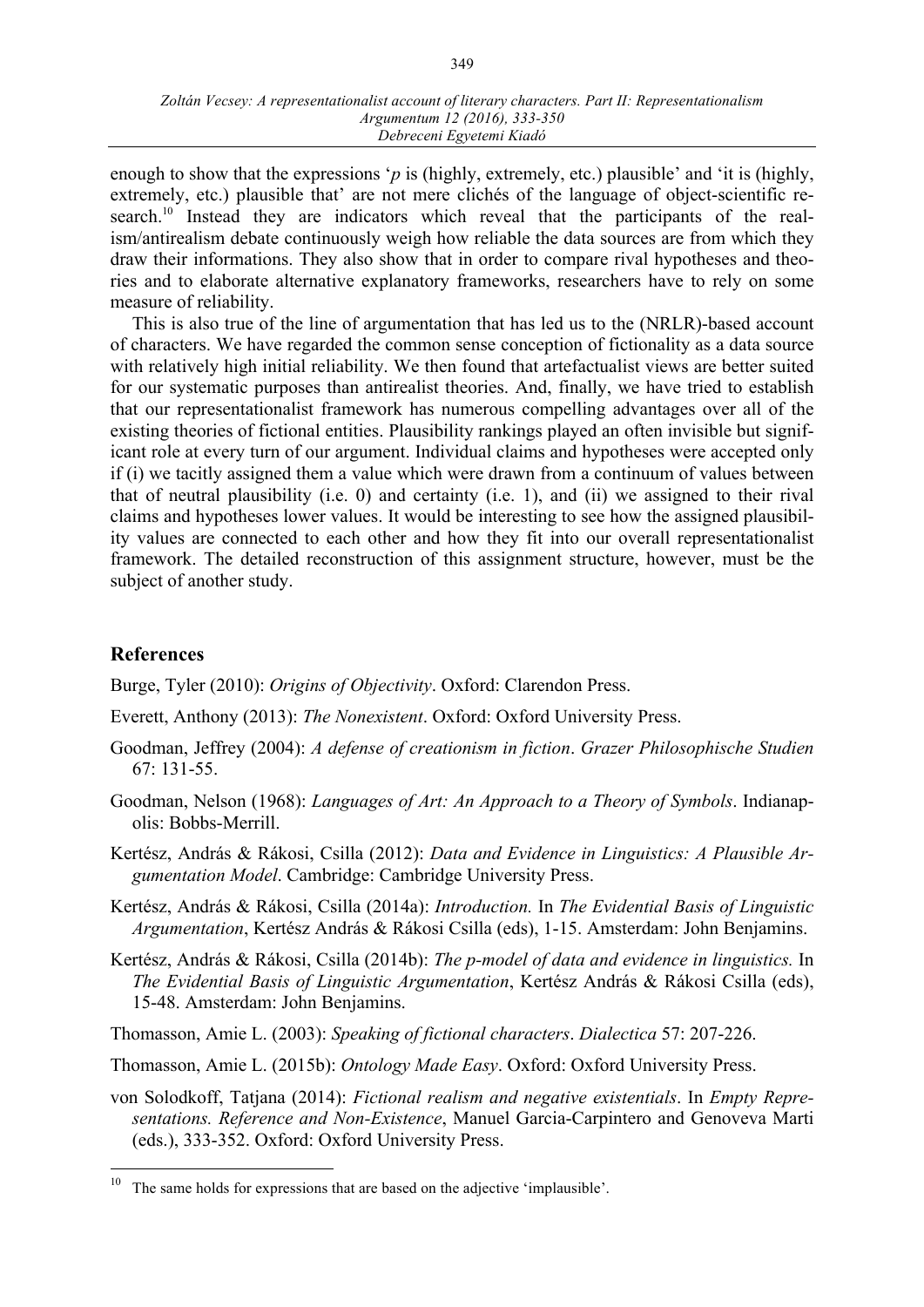enough to show that the expressions '*p* is (highly, extremely, etc.) plausible' and 'it is (highly, extremely, etc.) plausible that' are not mere clichés of the language of object-scientific research.[10] Instead they are indicators which reveal that the participants of the realism/antirealism debate continuously weigh how reliable the data sources are from which they draw their informations. They also show that in order to compare rival hypotheses and theories and to elaborate alternative explanatory frameworks, researchers have to rely on some measure of reliability.

This is also true of the line of argumentation that has led us to the (NRLR)-based account of characters. We have regarded the common sense conception of fictionality as a data source with relatively high initial reliability. We then found that artefactualist views are better suited for our systematic purposes than antirealist theories. And, finally, we have tried to establish that our representationalist framework has numerous compelling advantages over all of the existing theories of fictional entities. Plausibility rankings played an often invisible but significant role at every turn of our argument. Individual claims and hypotheses were accepted only if (i) we tacitly assigned them a value which were drawn from a continuum of values between that of neutral plausibility (i.e. 0) and certainty (i.e. 1), and (ii) we assigned to their rival claims and hypotheses lower values. It would be interesting to see how the assigned plausibility values are connected to each other and how they fit into our overall representationalist framework. The detailed reconstruction of this assignment structure, however, must be the subject of another study.

## References

Burge, Tyler (2010): *Origins of Objectivity*. Oxford: Clarendon Press.

Everett, Anthony (2013): *The Nonexistent*. Oxford: Oxford University Press.

Goodman, Jeffrey (2004): *A defense of creationism in fiction*. *Grazer Philosophische Studien* 67: 131-55.

Goodman, Nelson (1968): *Languages of Art: An Approach to a Theory of Symbols*. Indianapolis: Bobbs-Merrill.

Kertész, András & Rákosi, Csilla (2012): *Data and Evidence in Linguistics: A Plausible Argumentation Model*. Cambridge: Cambridge University Press.

Kertész, András & Rákosi, Csilla (2014a): *Introduction.* In *The Evidential Basis of Linguistic Argumentation*, Kertész András & Rákosi Csilla (eds), 1-15. Amsterdam: John Benjamins.

Kertész, András & Rákosi, Csilla (2014b): *The p-model of data and evidence in linguistics.* In *The Evidential Basis of Linguistic Argumentation*, Kertész András & Rákosi Csilla (eds), 15-48. Amsterdam: John Benjamins.

Thomasson, Amie L. (2003): *Speaking of fictional characters*. *Dialectica* 57: 207-226.

Thomasson, Amie L. (2015b): *Ontology Made Easy*. Oxford: Oxford University Press.

von Solodkoff, Tatjana (2014): *Fictional realism and negative existentials*. In *Empty Representations. Reference and Non-Existence*, Manuel Garcia-Carpintero and Genoveva Marti (eds.), 333-352. Oxford: Oxford University Press.

---

[10] The same holds for expressions that are based on the adjective 'implausible'.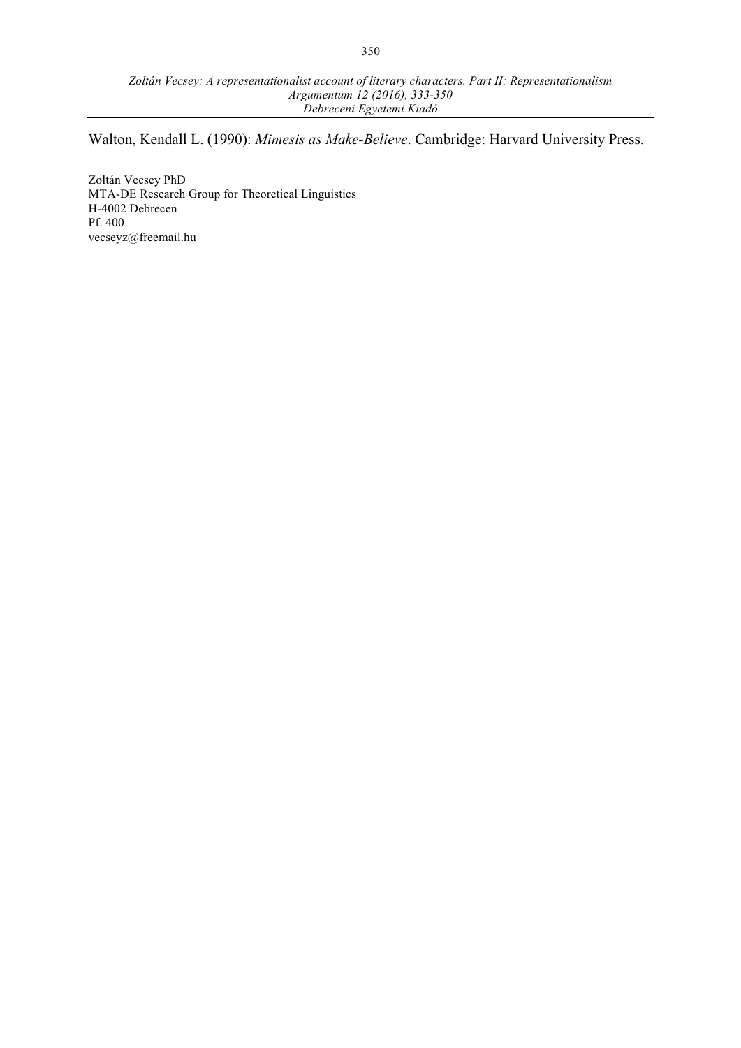Walton, Kendall L. (1990): *Mimesis as Make-Believe*. Cambridge: Harvard University Press.

Zoltán Vecsey PhD
MTA-DE Research Group for Theoretical Linguistics
H-4002 Debrecen
Pf. 400
vecseyz@freemail.hu